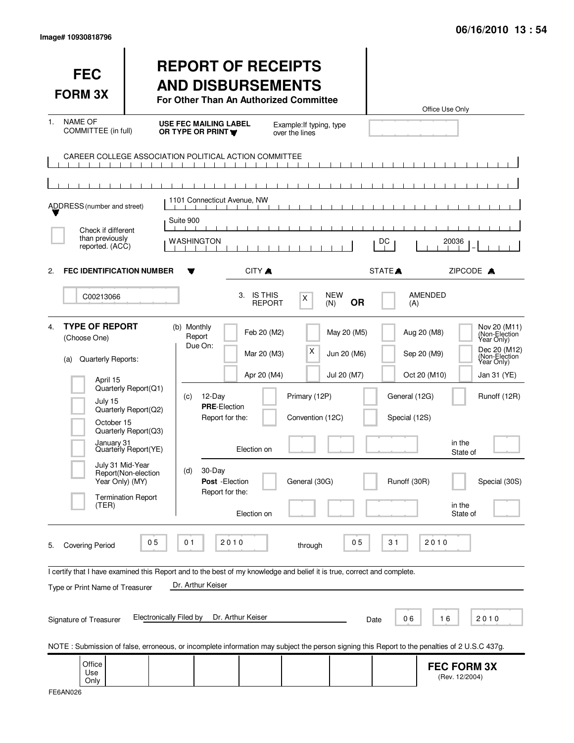Image# 10930818796

06/16/2010 13 : 54

# FEC FORM 3X

# REPORT OF RECEIPTS AND DISBURSEMENTS

**For Other Than An Authorized Committee**

Office Use Only

1. NAME OF COMMITTEE (in full) — **USE FEC MAILING LABEL OR TYPE OR PRINT** — Example: If typing, type over the lines

CAREER COLLEGE ASSOCIATION POLITICAL ACTION COMMITTEE

ADDRESS (number and street): 1101 Connecticut Avenue, NW

Suite 900

[ ] Check if different than previously reported. (ACC)

| CITY | STATE | ZIPCODE |
|---|---|---|
| WASHINGTON | DC | 20036 |

2. **FEC IDENTIFICATION NUMBER**: C00213066

3. IS THIS REPORT: [X] NEW (N) **OR** [ ] AMENDED (A)

4. **TYPE OF REPORT** (Choose One)

(a) Quarterly Reports:

- [ ] April 15 Quarterly Report (Q1)
- [ ] July 15 Quarterly Report (Q2)
- [ ] October 15 Quarterly Report (Q3)
- [ ] January 31 Quarterly Report (YE)
- [ ] July 31 Mid-Year Report (Non-election Year Only) (MY)
- [ ] Termination Report (TER)

(b) Monthly Report Due On:

- [ ] Feb 20 (M2)
- [ ] Mar 20 (M3)
- [ ] Apr 20 (M4)
- [ ] May 20 (M5)
- [X] Jun 20 (M6)
- [ ] Jul 20 (M7)
- [ ] Aug 20 (M8)
- [ ] Sep 20 (M9)
- [ ] Oct 20 (M10)
- [ ] Nov 20 (M11) (Non-Election Year Only)
- [ ] Dec 20 (M12) (Non-Election Year Only)
- [ ] Jan 31 (YE)

(c) 12-Day **PRE**-Election Report for the:

- [ ] Primary (12P)
- [ ] General (12G)
- [ ] Runoff (12R)
- [ ] Convention (12C)
- [ ] Special (12S)

Election on ______ in the State of ______

(d) 30-Day **Post**-Election Report for the:

- [ ] General (30G)
- [ ] Runoff (30R)
- [ ] Special (30S)

Election on ______ in the State of ______

5. Covering Period 05 01 2010 through 05 31 2010

I certify that I have examined this Report and to the best of my knowledge and belief it is true, correct and complete.

Type or Print Name of Treasurer: Dr. Arthur Keiser

Signature of Treasurer: Electronically Filed by Dr. Arthur Keiser — Date 06 16 2010

NOTE : Submission of false, erroneous, or incomplete information may subject the person signing this Report to the penalties of 2 U.S.C 437g.

Office Use Only

**FEC FORM 3X** (Rev. 12/2004)

FE6AN026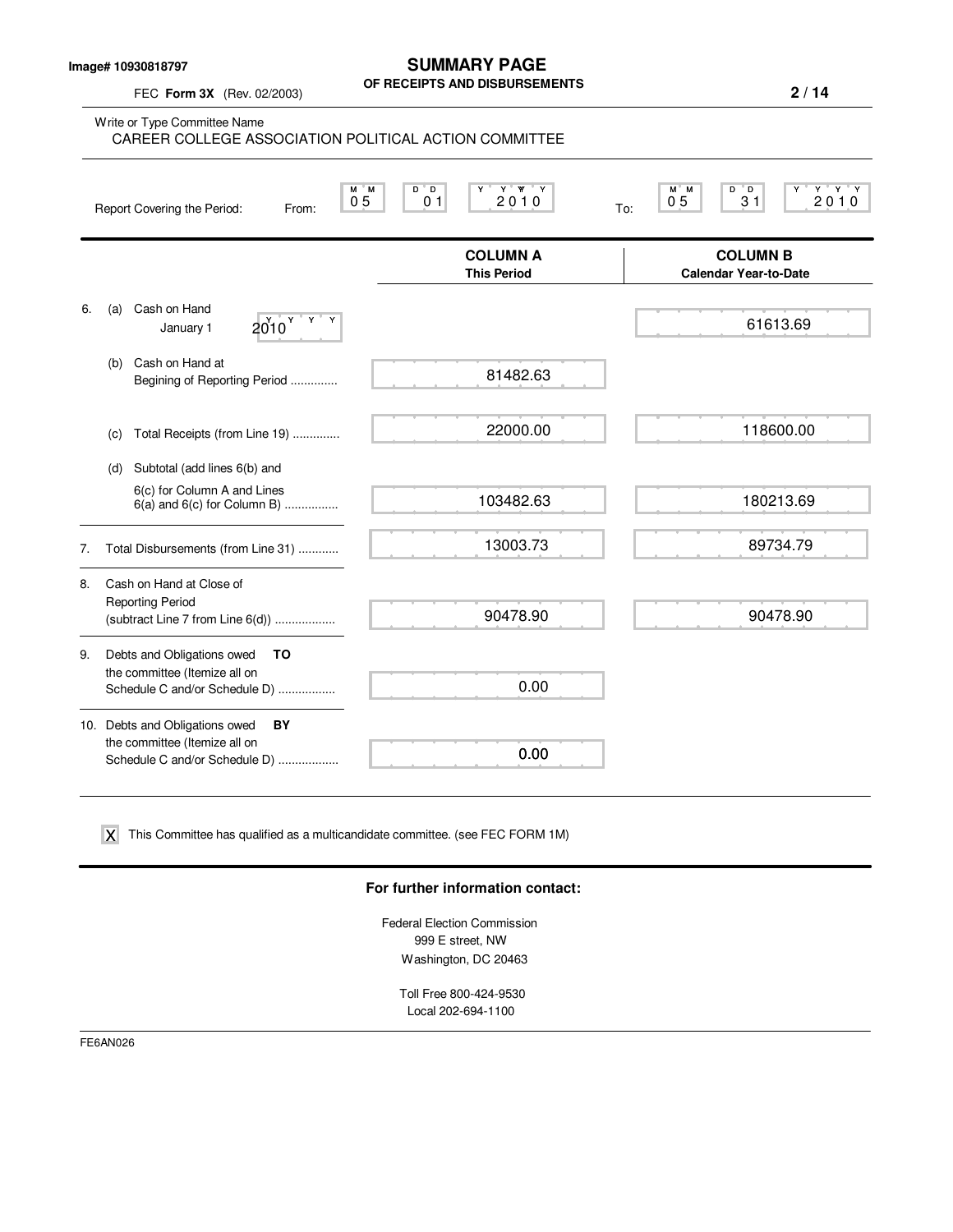Image# 10930818797

# SUMMARY PAGE

## OF RECEIPTS AND DISBURSEMENTS

FEC **Form 3X** (Rev. 02/2003)

Write or Type Committee Name

CAREER COLLEGE ASSOCIATION POLITICAL ACTION COMMITTEE

Report Covering the Period: From: 05 01 2010 To: 05 31 2010

| | **COLUMN A** This Period | **COLUMN B** Calendar Year-to-Date |
|---|---|---|
| 6. (a) Cash on Hand January 1 2010 | | 61613.69 |
| (b) Cash on Hand at Begining of Reporting Period .............. | 81482.63 | |
| (c) Total Receipts (from Line 19) .............. | 22000.00 | 118600.00 |
| (d) Subtotal (add lines 6(b) and 6(c) for Column A and Lines 6(a) and 6(c) for Column B) ................ | 103482.63 | 180213.69 |
| 7. Total Disbursements (from Line 31) ............ | 13003.73 | 89734.79 |
| 8. Cash on Hand at Close of Reporting Period (subtract Line 7 from Line 6(d)) .................. | 90478.90 | 90478.90 |
| 9. Debts and Obligations owed **TO** the committee (Itemize all on Schedule C and/or Schedule D) ................. | 0.00 | |
| 10. Debts and Obligations owed **BY** the committee (Itemize all on Schedule C and/or Schedule D) .................. | 0.00 | |

[X] This Committee has qualified as a multicandidate committee. (see FEC FORM 1M)

**For further information contact:**

Federal Election Commission
999 E street, NW
Washington, DC 20463

Toll Free 800-424-9530
Local 202-694-1100

FE6AN026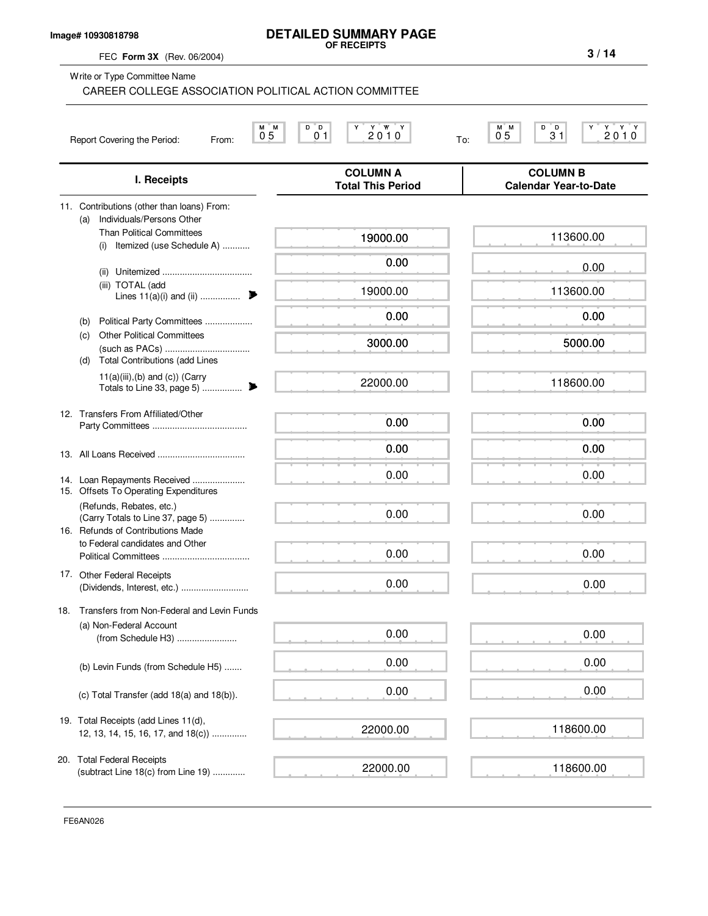Image# 10930818798

# DETAILED SUMMARY PAGE
**OF RECEIPTS**

FEC **Form 3X** (Rev. 06/2004)

Write or Type Committee Name

CAREER COLLEGE ASSOCIATION POLITICAL ACTION COMMITTEE

Report Covering the Period: From: 05 01 2010 To: 05 31 2010

| I. Receipts | COLUMN A Total This Period | COLUMN B Calendar Year-to-Date |
|---|---|---|
| 11. Contributions (other than loans) From: | | |
| (a) Individuals/Persons Other Than Political Committees | | |
| (i) Itemized (use Schedule A) | 19000.00 | 113600.00 |
| (ii) Unitemized | 0.00 | 0.00 |
| (iii) TOTAL (add Lines 11(a)(i) and (ii) | 19000.00 | 113600.00 |
| (b) Political Party Committees | 0.00 | 0.00 |
| (c) Other Political Committees (such as PACs) | 3000.00 | 5000.00 |
| (d) Total Contributions (add Lines 11(a)(iii),(b) and (c)) (Carry Totals to Line 33, page 5) | 22000.00 | 118600.00 |
| 12. Transfers From Affiliated/Other Party Committees | 0.00 | 0.00 |
| 13. All Loans Received | 0.00 | 0.00 |
| 14. Loan Repayments Received | 0.00 | 0.00 |
| 15. Offsets To Operating Expenditures (Refunds, Rebates, etc.) (Carry Totals to Line 37, page 5) | 0.00 | 0.00 |
| 16. Refunds of Contributions Made to Federal candidates and Other Political Committees | 0.00 | 0.00 |
| 17. Other Federal Receipts (Dividends, Interest, etc.) | 0.00 | 0.00 |
| 18. Transfers from Non-Federal and Levin Funds | | |
| (a) Non-Federal Account (from Schedule H3) | 0.00 | 0.00 |
| (b) Levin Funds (from Schedule H5) | 0.00 | 0.00 |
| (c) Total Transfer (add 18(a) and 18(b)). | 0.00 | 0.00 |
| 19. Total Receipts (add Lines 11(d), 12, 13, 14, 15, 16, 17, and 18(c)) | 22000.00 | 118600.00 |
| 20. Total Federal Receipts (subtract Line 18(c) from Line 19) | 22000.00 | 118600.00 |

FE6AN026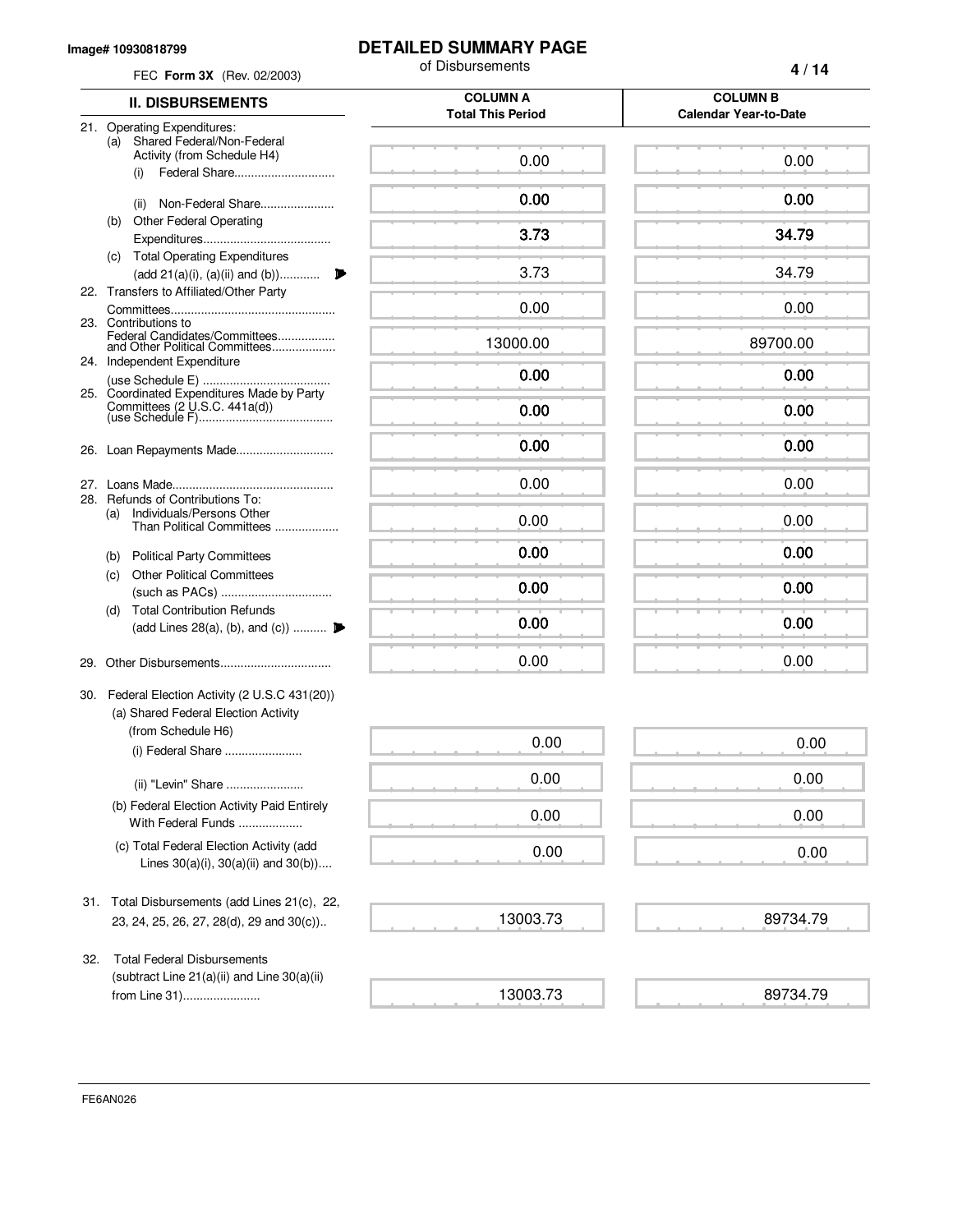Image# 10930818799

FEC **Form 3X** (Rev. 02/2003)

# DETAILED SUMMARY PAGE

of Disbursements

| II. DISBURSEMENTS | COLUMN A Total This Period | COLUMN B Calendar Year-to-Date |
|---|---|---|
| 21. Operating Expenditures: | | |
| (a) Shared Federal/Non-Federal Activity (from Schedule H4) (i) Federal Share | 0.00 | 0.00 |
| (ii) Non-Federal Share | 0.00 | 0.00 |
| (b) Other Federal Operating Expenditures | 3.73 | 34.79 |
| (c) Total Operating Expenditures (add 21(a)(i), (a)(ii) and (b)) | 3.73 | 34.79 |
| 22. Transfers to Affiliated/Other Party Committees | 0.00 | 0.00 |
| 23. Contributions to Federal Candidates/Committees and Other Political Committees | 13000.00 | 89700.00 |
| 24. Independent Expenditure (use Schedule E) | 0.00 | 0.00 |
| 25. Coordinated Expenditures Made by Party Committees (2 U.S.C. 441a(d)) (use Schedule F) | 0.00 | 0.00 |
| 26. Loan Repayments Made | 0.00 | 0.00 |
| 27. Loans Made | 0.00 | 0.00 |
| 28. Refunds of Contributions To: | | |
| (a) Individuals/Persons Other Than Political Committees | 0.00 | 0.00 |
| (b) Political Party Committees | 0.00 | 0.00 |
| (c) Other Political Committees (such as PACs) | 0.00 | 0.00 |
| (d) Total Contribution Refunds (add Lines 28(a), (b), and (c)) | 0.00 | 0.00 |
| 29. Other Disbursements | 0.00 | 0.00 |
| 30. Federal Election Activity (2 U.S.C 431(20)) | | |
| (a) Shared Federal Election Activity (from Schedule H6) (i) Federal Share | 0.00 | 0.00 |
| (ii) "Levin" Share | 0.00 | 0.00 |
| (b) Federal Election Activity Paid Entirely With Federal Funds | 0.00 | 0.00 |
| (c) Total Federal Election Activity (add Lines 30(a)(i), 30(a)(ii) and 30(b)) | 0.00 | 0.00 |
| 31. Total Disbursements (add Lines 21(c), 22, 23, 24, 25, 26, 27, 28(d), 29 and 30(c)) | 13003.73 | 89734.79 |
| 32. Total Federal Disbursements (subtract Line 21(a)(ii) and Line 30(a)(ii) from Line 31) | 13003.73 | 89734.79 |

FE6AN026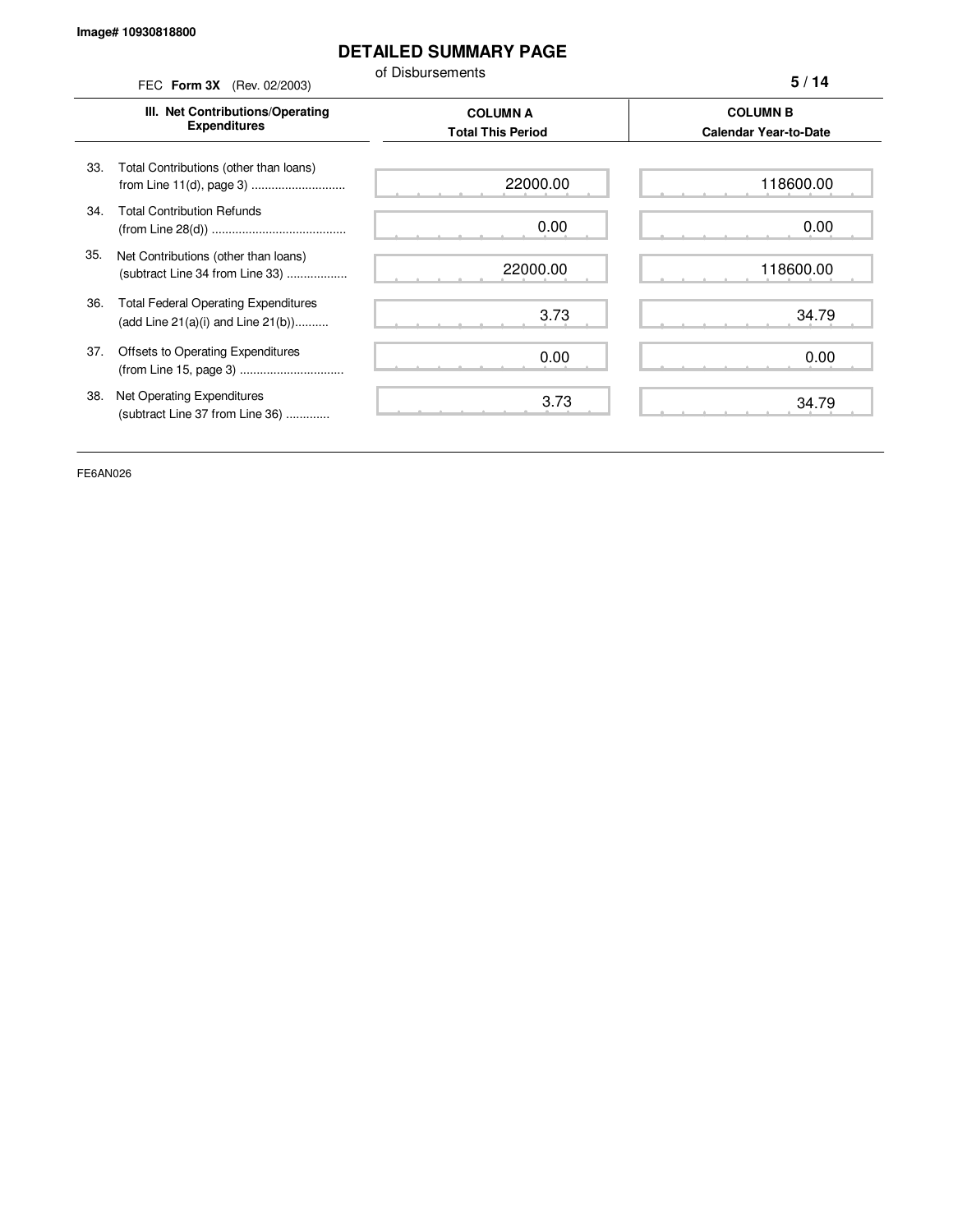Image# 10930818800

# DETAILED SUMMARY PAGE

of Disbursements

FEC **Form 3X** (Rev. 02/2003)

| III. Net Contributions/Operating Expenditures | COLUMN A Total This Period | COLUMN B Calendar Year-to-Date |
|---|---|---|
| 33. Total Contributions (other than loans) from Line 11(d), page 3 ........................... | 22000.00 | 118600.00 |
| 34. Total Contribution Refunds (from Line 28(d)) ....................................... | 0.00 | 0.00 |
| 35. Net Contributions (other than loans) (subtract Line 34 from Line 33) .................. | 22000.00 | 118600.00 |
| 36. Total Federal Operating Expenditures (add Line 21(a)(i) and Line 21(b)).......... | 3.73 | 34.79 |
| 37. Offsets to Operating Expenditures (from Line 15, page 3) .............................. | 0.00 | 0.00 |
| 38. Net Operating Expenditures (subtract Line 37 from Line 36) ............ | 3.73 | 34.79 |

FE6AN026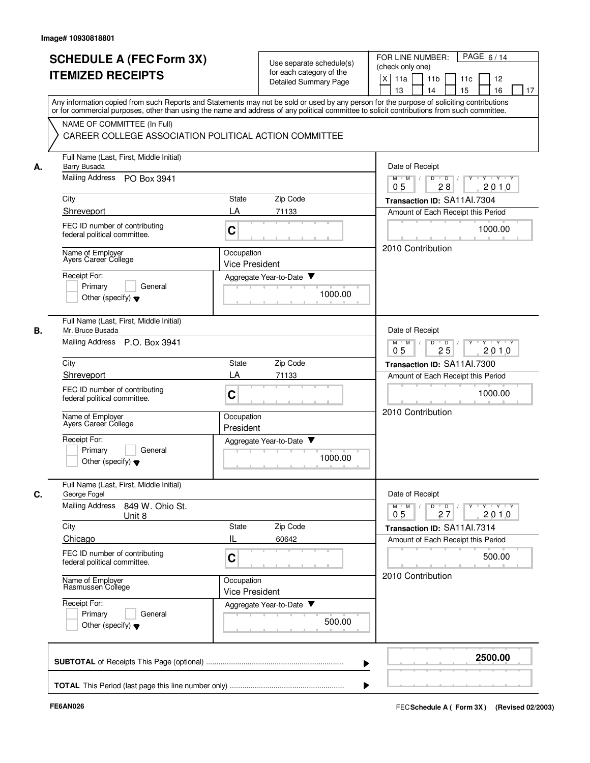Image# 10930818801

# SCHEDULE A (FEC Form 3X)
# ITEMIZED RECEIPTS

Use separate schedule(s) for each category of the Detailed Summary Page

FOR LINE NUMBER: (check only one)

[X] 11a [ ] 11b [ ] 11c [ ] 12 [ ] 13 [ ] 14 [ ] 15 [ ] 16 [ ] 17

PAGE 6 / 14

Any information copied from such Reports and Statements may not be sold or used by any person for the purpose of soliciting contributions or for commercial purposes, other than using the name and address of any political committee to solicit contributions from such committee.

NAME OF COMMITTEE (In Full)

CAREER COLLEGE ASSOCIATION POLITICAL ACTION COMMITTEE

---

**A.** Full Name (Last, First, Middle Initial): Barry Busada

Mailing Address: PO Box 3941

City: Shreveport | State: LA | Zip Code: 71133

FEC ID number of contributing federal political committee: C

Name of Employer: Ayers Career College

Occupation: Vice President

Receipt For: [ ] Primary [ ] General [ ] Other (specify)

Aggregate Year-to-Date: 1000.00

Date of Receipt: 05 / 28 / 2010

Transaction ID: SA11AI.7304

Amount of Each Receipt this Period: 1000.00

2010 Contribution

---

**B.** Full Name (Last, First, Middle Initial): Mr. Bruce Busada

Mailing Address: P.O. Box 3941

City: Shreveport | State: LA | Zip Code: 71133

FEC ID number of contributing federal political committee: C

Name of Employer: Ayers Career College

Occupation: President

Receipt For: [ ] Primary [ ] General [ ] Other (specify)

Aggregate Year-to-Date: 1000.00

Date of Receipt: 05 / 25 / 2010

Transaction ID: SA11AI.7300

Amount of Each Receipt this Period: 1000.00

2010 Contribution

---

**C.** Full Name (Last, First, Middle Initial): George Fogel

Mailing Address: 849 W. Ohio St. Unit 8

City: Chicago | State: IL | Zip Code: 60642

FEC ID number of contributing federal political committee: C

Name of Employer: Rasmussen College

Occupation: Vice President

Receipt For: [ ] Primary [ ] General [ ] Other (specify)

Aggregate Year-to-Date: 500.00

Date of Receipt: 05 / 27 / 2010

Transaction ID: SA11AI.7314

Amount of Each Receipt this Period: 500.00

2010 Contribution

---

**SUBTOTAL** of Receipts This Page (optional): **2500.00**

**TOTAL** This Period (last page this line number only):

FE6AN026

FEC **Schedule A ( Form 3X )** (Revised 02/2003)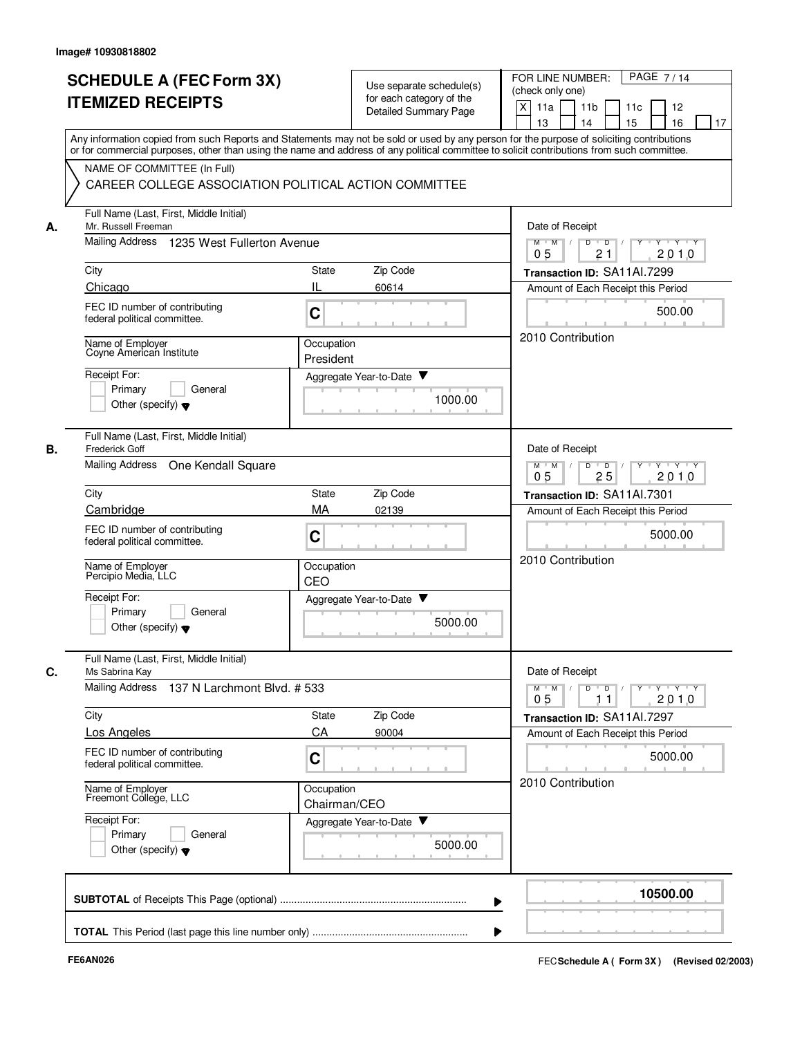Image# 10930818802

# SCHEDULE A (FEC Form 3X) ITEMIZED RECEIPTS

Use separate schedule(s) for each category of the Detailed Summary Page

FOR LINE NUMBER: (check only one)

[X] 11a [ ] 11b [ ] 11c [ ] 12 [ ] 13 [ ] 14 [ ] 15 [ ] 16 [ ] 17

PAGE 7 / 14

Any information copied from such Reports and Statements may not be sold or used by any person for the purpose of soliciting contributions or for commercial purposes, other than using the name and address of any political committee to solicit contributions from such committee.

NAME OF COMMITTEE (In Full)

CAREER COLLEGE ASSOCIATION POLITICAL ACTION COMMITTEE

---

**A.** Full Name (Last, First, Middle Initial): Mr. Russell Freeman

Mailing Address: 1235 West Fullerton Avenue

City: Chicago | State: IL | Zip Code: 60614

FEC ID number of contributing federal political committee: C

Name of Employer: Coyne American Institute

Occupation: President

Receipt For: [ ] Primary [ ] General [ ] Other (specify)

Aggregate Year-to-Date: 1000.00

Date of Receipt: 05 / 21 / 2010

Transaction ID: SA11AI.7299

Amount of Each Receipt this Period: 500.00

2010 Contribution

---

**B.** Full Name (Last, First, Middle Initial): Frederick Goff

Mailing Address: One Kendall Square

City: Cambridge | State: MA | Zip Code: 02139

FEC ID number of contributing federal political committee: C

Name of Employer: Percipio Media, LLC

Occupation: CEO

Receipt For: [ ] Primary [ ] General [ ] Other (specify)

Aggregate Year-to-Date: 5000.00

Date of Receipt: 05 / 25 / 2010

Transaction ID: SA11AI.7301

Amount of Each Receipt this Period: 5000.00

2010 Contribution

---

**C.** Full Name (Last, First, Middle Initial): Ms Sabrina Kay

Mailing Address: 137 N Larchmont Blvd. # 533

City: Los Angeles | State: CA | Zip Code: 90004

FEC ID number of contributing federal political committee: C

Name of Employer: Freemont College, LLC

Occupation: Chairman/CEO

Receipt For: [ ] Primary [ ] General [ ] Other (specify)

Aggregate Year-to-Date: 5000.00

Date of Receipt: 05 / 11 / 2010

Transaction ID: SA11AI.7297

Amount of Each Receipt this Period: 5000.00

2010 Contribution

---

**SUBTOTAL** of Receipts This Page (optional): 10500.00

**TOTAL** This Period (last page this line number only):

FE6AN026

FEC Schedule A ( Form 3X ) (Revised 02/2003)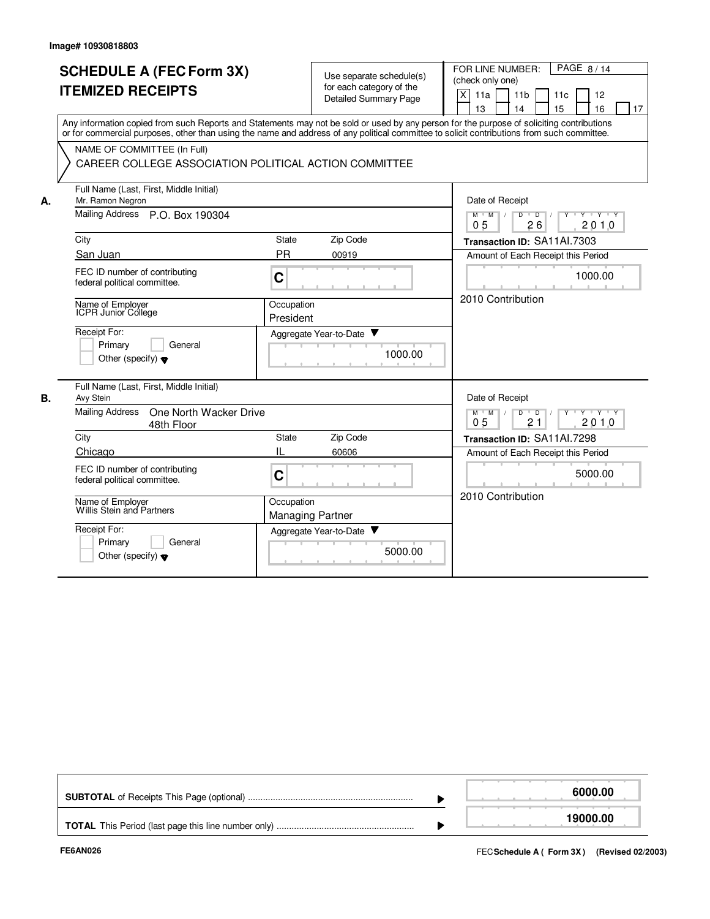Image# 10930818803

# SCHEDULE A (FEC Form 3X) ITEMIZED RECEIPTS

Use separate schedule(s) for each category of the Detailed Summary Page

FOR LINE NUMBER: (check only one)

- [X] 11a
- [ ] 11b
- [ ] 11c
- [ ] 12
- [ ] 13
- [ ] 14
- [ ] 15
- [ ] 16
- [ ] 17

PAGE 8 / 14

Any information copied from such Reports and Statements may not be sold or used by any person for the purpose of soliciting contributions or for commercial purposes, other than using the name and address of any political committee to solicit contributions from such committee.

NAME OF COMMITTEE (In Full)
CAREER COLLEGE ASSOCIATION POLITICAL ACTION COMMITTEE

## A.

**Full Name (Last, First, Middle Initial):** Mr. Ramon Negron

**Mailing Address:** P.O. Box 190304

**City:** San Juan | **State:** PR | **Zip Code:** 00919

**FEC ID number of contributing federal political committee:** C

**Name of Employer:** ICPR Junior College

**Occupation:** President

**Receipt For:** [ ] Primary [ ] General [ ] Other (specify)

**Aggregate Year-to-Date:** 1000.00

**Date of Receipt:** 05 / 26 / 2010

**Transaction ID:** SA11AI.7303

**Amount of Each Receipt this Period:** 1000.00

2010 Contribution

## B.

**Full Name (Last, First, Middle Initial):** Avy Stein

**Mailing Address:** One North Wacker Drive, 48th Floor

**City:** Chicago | **State:** IL | **Zip Code:** 60606

**FEC ID number of contributing federal political committee:** C

**Name of Employer:** Willis Stein and Partners

**Occupation:** Managing Partner

**Receipt For:** [ ] Primary [ ] General [ ] Other (specify)

**Aggregate Year-to-Date:** 5000.00

**Date of Receipt:** 05 / 21 / 2010

**Transaction ID:** SA11AI.7298

**Amount of Each Receipt this Period:** 5000.00

2010 Contribution

---

| | |
|---|---|
| **SUBTOTAL** of Receipts This Page (optional) | 6000.00 |
| **TOTAL** This Period (last page this line number only) | 19000.00 |

FE6AN026

FEC **Schedule A ( Form 3X )** (Revised 02/2003)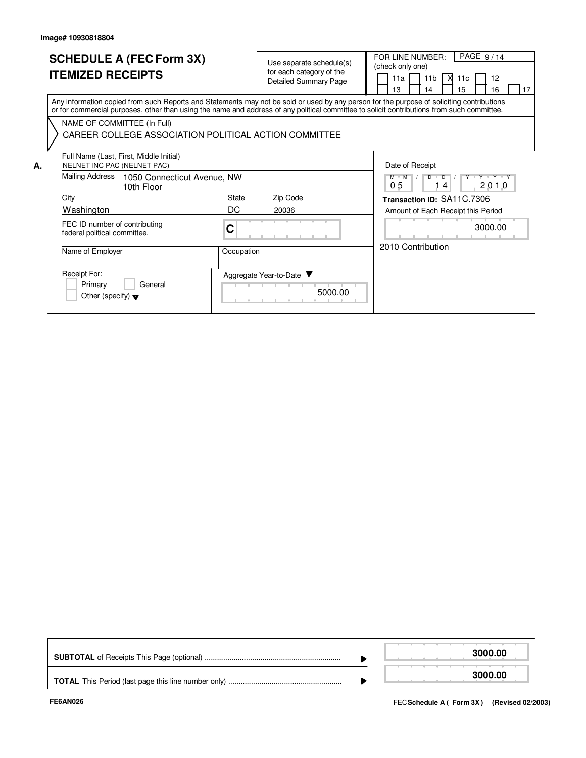Image# 10930818804

# SCHEDULE A (FEC Form 3X)
# ITEMIZED RECEIPTS

Use separate schedule(s) for each category of the Detailed Summary Page

FOR LINE NUMBER: (check only one) PAGE 9 / 14

11a [ ] 11b [ ] 11c [X] 12 [ ] 13 [ ] 14 [ ] 15 [ ] 16 [ ] 17 [ ]

Any information copied from such Reports and Statements may not be sold or used by any person for the purpose of soliciting contributions or for commercial purposes, other than using the name and address of any political committee to solicit contributions from such committee.

NAME OF COMMITTEE (In Full)

CAREER COLLEGE ASSOCIATION POLITICAL ACTION COMMITTEE

**A.** Full Name (Last, First, Middle Initial)
NELNET INC PAC (NELNET PAC)

Mailing Address: 1050 Connecticut Avenue, NW
10th Floor

| City | State | Zip Code |
|---|---|---|
| Washington | DC | 20036 |

FEC ID number of contributing federal political committee: C

Name of Employer:

Occupation:

Receipt For: [ ] Primary [ ] General [ ] Other (specify)

Aggregate Year-to-Date: 5000.00

Date of Receipt: 05 / 14 / 2010

Transaction ID: SA11C.7306

Amount of Each Receipt this Period: 3000.00

2010 Contribution

| | |
|---|---|
| **SUBTOTAL** of Receipts This Page (optional) | **3000.00** |
| **TOTAL** This Period (last page this line number only) | **3000.00** |

FE6AN026

FEC **Schedule A ( Form 3X )** (Revised 02/2003)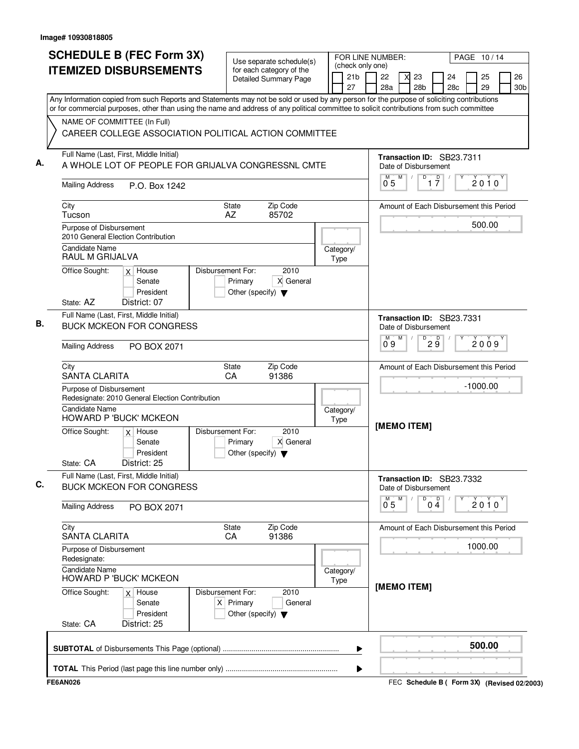Image# 10930818805

# SCHEDULE B (FEC Form 3X) ITEMIZED DISBURSEMENTS

Use separate schedule(s) for each category of the Detailed Summary Page

FOR LINE NUMBER: (check only one)

- [ ] 21b
- [ ] 22
- [X] 23
- [ ] 24
- [ ] 25
- [ ] 26
- [ ] 27
- [ ] 28a
- [ ] 28b
- [ ] 28c
- [ ] 29
- [ ] 30b

PAGE 10 / 14

Any Information copied from such Reports and Statements may not be sold or used by any person for the purpose of soliciting contributions or for commercial purposes, other than using the name and address of any political committee to solicit contributions from such committee

NAME OF COMMITTEE (In Full)
CAREER COLLEGE ASSOCIATION POLITICAL ACTION COMMITTEE

## A.

Full Name (Last, First, Middle Initial): A WHOLE LOT OF PEOPLE FOR GRIJALVA CONGRESSNL CMTE

Mailing Address: P.O. Box 1242

City: Tucson | State: AZ | Zip Code: 85702

Purpose of Disbursement: 2010 General Election Contribution

Candidate Name: RAUL M GRIJALVA

Category/Type:

Office Sought: [X] House [ ] Senate [ ] President
State: AZ District: 07

Disbursement For: 2010 [ ] Primary [X] General [ ] Other (specify)

Transaction ID: SB23.7311

Date of Disbursement: 05 / 17 / 2010

Amount of Each Disbursement this Period: 500.00

## B.

Full Name (Last, First, Middle Initial): BUCK MCKEON FOR CONGRESS

Mailing Address: PO BOX 2071

City: SANTA CLARITA | State: CA | Zip Code: 91386

Purpose of Disbursement: Redesignate: 2010 General Election Contribution

Candidate Name: HOWARD P 'BUCK' MCKEON

Category/Type:

Office Sought: [X] House [ ] Senate [ ] President
State: CA District: 25

Disbursement For: 2010 [ ] Primary [X] General [ ] Other (specify)

Transaction ID: SB23.7331

Date of Disbursement: 09 / 29 / 2009

Amount of Each Disbursement this Period: -1000.00

[MEMO ITEM]

## C.

Full Name (Last, First, Middle Initial): BUCK MCKEON FOR CONGRESS

Mailing Address: PO BOX 2071

City: SANTA CLARITA | State: CA | Zip Code: 91386

Purpose of Disbursement: Redesignate:

Candidate Name: HOWARD P 'BUCK' MCKEON

Category/Type:

Office Sought: [X] House [ ] Senate [ ] President
State: CA District: 25

Disbursement For: 2010 [X] Primary [ ] General [ ] Other (specify)

Transaction ID: SB23.7332

Date of Disbursement: 05 / 04 / 2010

Amount of Each Disbursement this Period: 1000.00

[MEMO ITEM]

**SUBTOTAL** of Disbursements This Page (optional) ........ **500.00**

**TOTAL** This Period (last page this line number only) ........

FE6AN026

FEC **Schedule B ( Form 3X)** (Revised 02/2003)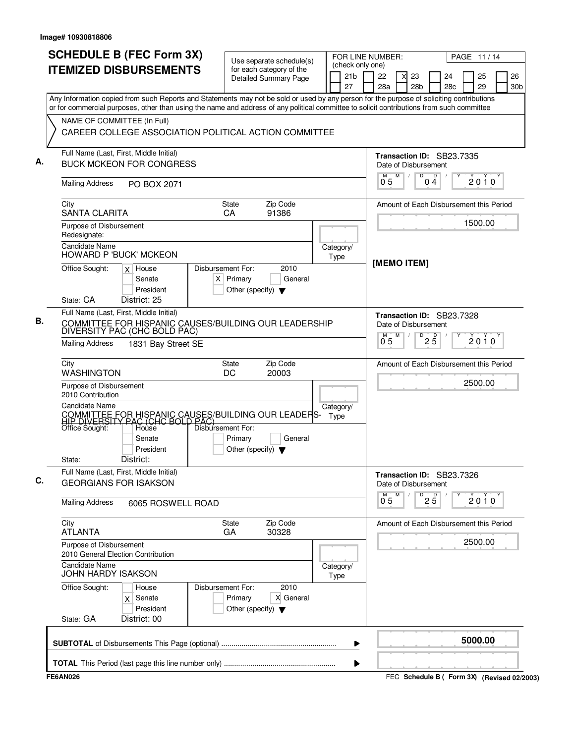Image# 10930818806

# SCHEDULE B (FEC Form 3X) ITEMIZED DISBURSEMENTS

Use separate schedule(s) for each category of the Detailed Summary Page

FOR LINE NUMBER: (check only one)

21b | 22 | X 23 | 24 | 25 | 26
27 | 28a | 28b | 28c | 29 | 30b

Any Information copied from such Reports and Statements may not be sold or used by any person for the purpose of soliciting contributions or for commercial purposes, other than using the name and address of any political committee to solicit contributions from such committee

NAME OF COMMITTEE (In Full)
CAREER COLLEGE ASSOCIATION POLITICAL ACTION COMMITTEE

## A.

Full Name (Last, First, Middle Initial): BUCK MCKEON FOR CONGRESS

Mailing Address: PO BOX 2071

City: SANTA CLARITA | State: CA | Zip Code: 91386

Purpose of Disbursement: Redesignate:

Candidate Name: HOWARD P 'BUCK' MCKEON

Category/Type:

Office Sought: [X] House [ ] Senate [ ] President

State: CA District: 25

Disbursement For: 2010 [X] Primary [ ] General [ ] Other (specify)

Transaction ID: SB23.7335

Date of Disbursement: 05 / 04 / 2010

Amount of Each Disbursement this Period: 1500.00

[MEMO ITEM]

## B.

Full Name (Last, First, Middle Initial): COMMITTEE FOR HISPANIC CAUSES/BUILDING OUR LEADERSHIP DIVERSITY PAC (CHC BOLD PAC)

Mailing Address: 1831 Bay Street SE

City: WASHINGTON | State: DC | Zip Code: 20003

Purpose of Disbursement: 2010 Contribution

Candidate Name: COMMITTEE FOR HISPANIC CAUSES/BUILDING OUR LEADERSHIP DIVERSITY PAC (CHC BOLD PAC)

Category/Type:

Office Sought: [ ] House [ ] Senate [ ] President

State: District:

Disbursement For: [ ] Primary [ ] General [ ] Other (specify)

Transaction ID: SB23.7328

Date of Disbursement: 05 / 25 / 2010

Amount of Each Disbursement this Period: 2500.00

## C.

Full Name (Last, First, Middle Initial): GEORGIANS FOR ISAKSON

Mailing Address: 6065 ROSWELL ROAD

City: ATLANTA | State: GA | Zip Code: 30328

Purpose of Disbursement: 2010 General Election Contribution

Candidate Name: JOHN HARDY ISAKSON

Category/Type:

Office Sought: [ ] House [X] Senate [ ] President

State: GA District: 00

Disbursement For: 2010 [ ] Primary [X] General [ ] Other (specify)

Transaction ID: SB23.7326

Date of Disbursement: 05 / 25 / 2010

Amount of Each Disbursement this Period: 2500.00

**SUBTOTAL** of Disbursements This Page (optional) ▶ **5000.00**

**TOTAL** This Period (last page this line number only) ▶

FE6AN026

FEC **Schedule B ( Form 3X)** **(Revised 02/2003)**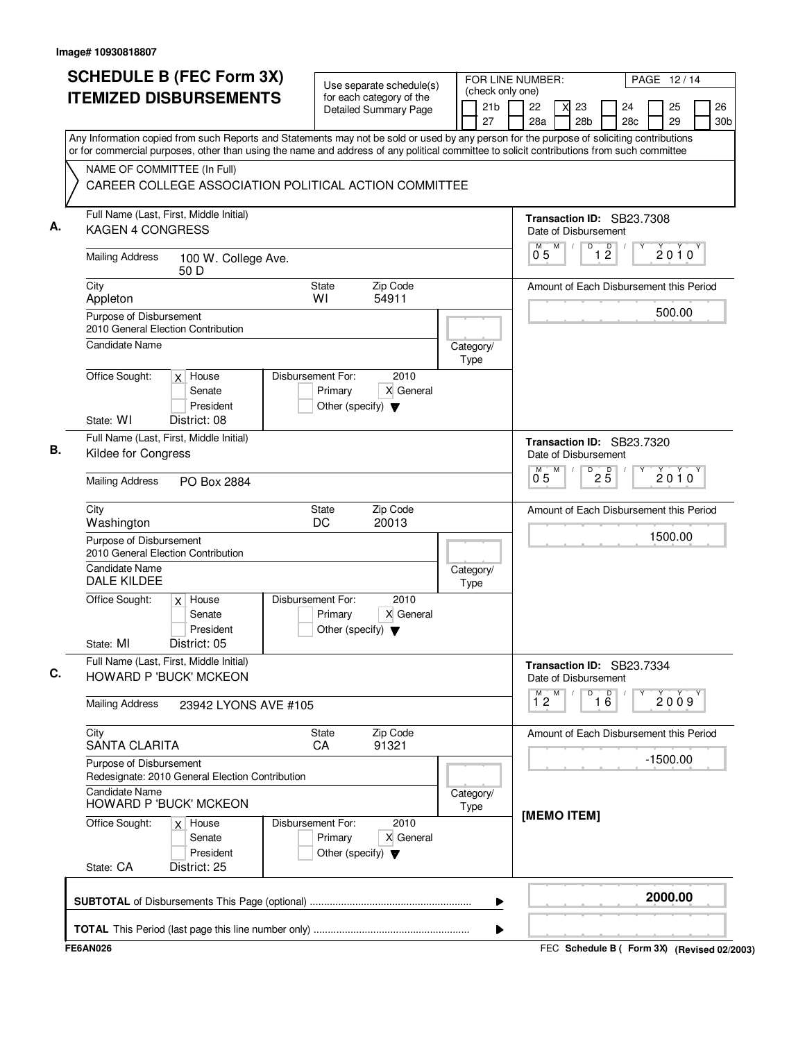Image# 10930818807

# SCHEDULE B (FEC Form 3X) ITEMIZED DISBURSEMENTS

Use separate schedule(s) for each category of the Detailed Summary Page

FOR LINE NUMBER: (check only one)
21b | 22 | [X] 23 | 24 | 25 | 26 | 27 | 28a | 28b | 28c | 29 | 30b

PAGE 12 / 14

Any Information copied from such Reports and Statements may not be sold or used by any person for the purpose of soliciting contributions or for commercial purposes, other than using the name and address of any political committee to solicit contributions from such committee

NAME OF COMMITTEE (In Full)
CAREER COLLEGE ASSOCIATION POLITICAL ACTION COMMITTEE

## A.

Full Name (Last, First, Middle Initial): KAGEN 4 CONGRESS

Mailing Address: 100 W. College Ave. 50 D

City: Appleton | State: WI | Zip Code: 54911

Purpose of Disbursement: 2010 General Election Contribution

Candidate Name:

Category/Type:

Office Sought: [X] House [ ] Senate [ ] President

State: WI District: 08

Disbursement For: 2010 [ ] Primary [X] General [ ] Other (specify)

Transaction ID: SB23.7308

Date of Disbursement: 05/12/2010

Amount of Each Disbursement this Period: 500.00

## B.

Full Name (Last, First, Middle Initial): Kildee for Congress

Mailing Address: PO Box 2884

City: Washington | State: DC | Zip Code: 20013

Purpose of Disbursement: 2010 General Election Contribution

Candidate Name: DALE KILDEE

Category/Type:

Office Sought: [X] House [ ] Senate [ ] President

State: MI District: 05

Disbursement For: 2010 [ ] Primary [X] General [ ] Other (specify)

Transaction ID: SB23.7320

Date of Disbursement: 05/25/2010

Amount of Each Disbursement this Period: 1500.00

## C.

Full Name (Last, First, Middle Initial): HOWARD P 'BUCK' MCKEON

Mailing Address: 23942 LYONS AVE #105

City: SANTA CLARITA | State: CA | Zip Code: 91321

Purpose of Disbursement: Redesignate: 2010 General Election Contribution

Candidate Name: HOWARD P 'BUCK' MCKEON

Category/Type:

Office Sought: [X] House [ ] Senate [ ] President

State: CA District: 25

Disbursement For: 2010 [ ] Primary [X] General [ ] Other (specify)

Transaction ID: SB23.7334

Date of Disbursement: 12/16/2009

Amount of Each Disbursement this Period: -1500.00

[MEMO ITEM]

**SUBTOTAL** of Disbursements This Page (optional) ........ **2000.00**

**TOTAL** This Period (last page this line number only) ........

FE6AN026

FEC **Schedule B ( Form 3X)** (Revised 02/2003)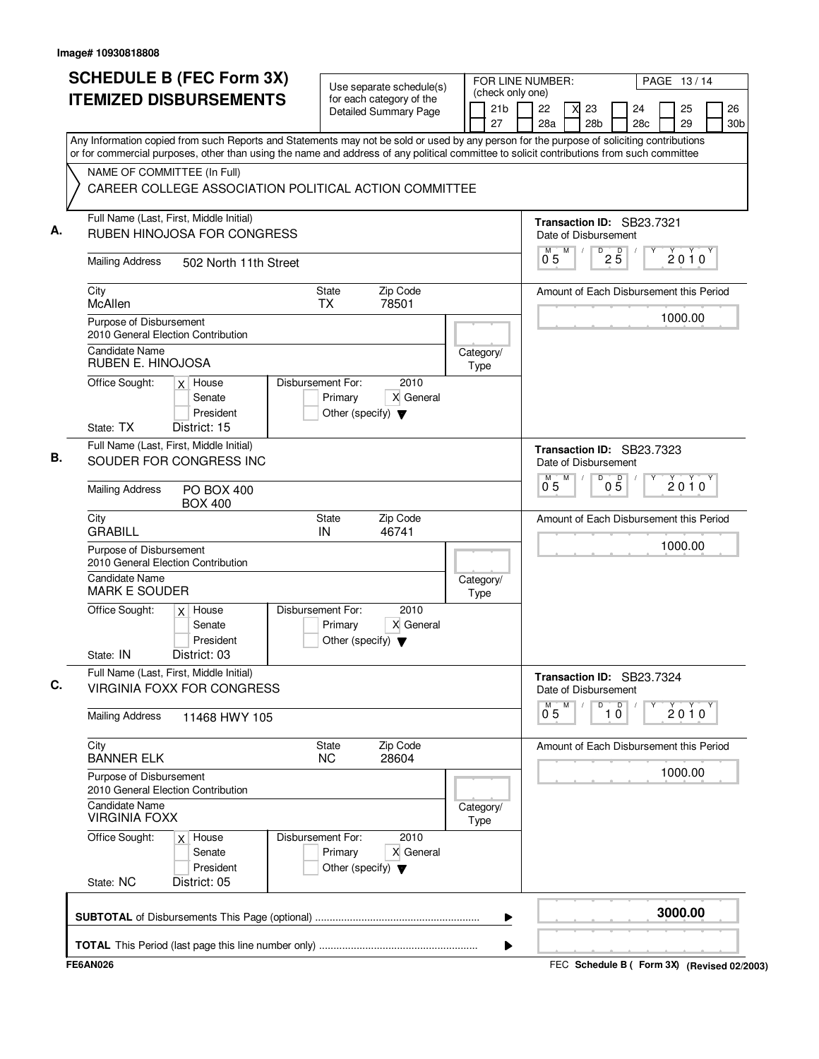Image# 10930818808

# SCHEDULE B (FEC Form 3X) ITEMIZED DISBURSEMENTS

Use separate schedule(s) for each category of the Detailed Summary Page

FOR LINE NUMBER: (check only one)

21b | 22 | [X] 23 | 24 | 25 | 26
27 | 28a | 28b | 28c | 29 | 30b

PAGE 13 / 14

Any Information copied from such Reports and Statements may not be sold or used by any person for the purpose of soliciting contributions or for commercial purposes, other than using the name and address of any political committee to solicit contributions from such committee

NAME OF COMMITTEE (In Full)
CAREER COLLEGE ASSOCIATION POLITICAL ACTION COMMITTEE

---

**A.** Full Name (Last, First, Middle Initial): RUBEN HINOJOSA FOR CONGRESS

Mailing Address: 502 North 11th Street

City: McAllen | State: TX | Zip Code: 78501

Transaction ID: SB23.7321

Date of Disbursement: 05 / 25 / 2010

Amount of Each Disbursement this Period: 1000.00

Purpose of Disbursement: 2010 General Election Contribution

Candidate Name: RUBEN E. HINOJOSA

Category/Type:

Office Sought: [X] House [ ] Senate [ ] President

State: TX District: 15

Disbursement For: 2010 [ ] Primary [X] General [ ] Other (specify)

---

**B.** Full Name (Last, First, Middle Initial): SOUDER FOR CONGRESS INC

Mailing Address: PO BOX 400, BOX 400

City: GRABILL | State: IN | Zip Code: 46741

Transaction ID: SB23.7323

Date of Disbursement: 05 / 05 / 2010

Amount of Each Disbursement this Period: 1000.00

Purpose of Disbursement: 2010 General Election Contribution

Candidate Name: MARK E SOUDER

Category/Type:

Office Sought: [X] House [ ] Senate [ ] President

State: IN District: 03

Disbursement For: 2010 [ ] Primary [X] General [ ] Other (specify)

---

**C.** Full Name (Last, First, Middle Initial): VIRGINIA FOXX FOR CONGRESS

Mailing Address: 11468 HWY 105

City: BANNER ELK | State: NC | Zip Code: 28604

Transaction ID: SB23.7324

Date of Disbursement: 05 / 10 / 2010

Amount of Each Disbursement this Period: 1000.00

Purpose of Disbursement: 2010 General Election Contribution

Candidate Name: VIRGINIA FOXX

Category/Type:

Office Sought: [X] House [ ] Senate [ ] President

State: NC District: 05

Disbursement For: 2010 [ ] Primary [X] General [ ] Other (specify)

---

**SUBTOTAL** of Disbursements This Page (optional): **3000.00**

**TOTAL** This Period (last page this line number only):

FE6AN026

FEC Schedule B ( Form 3X) (Revised 02/2003)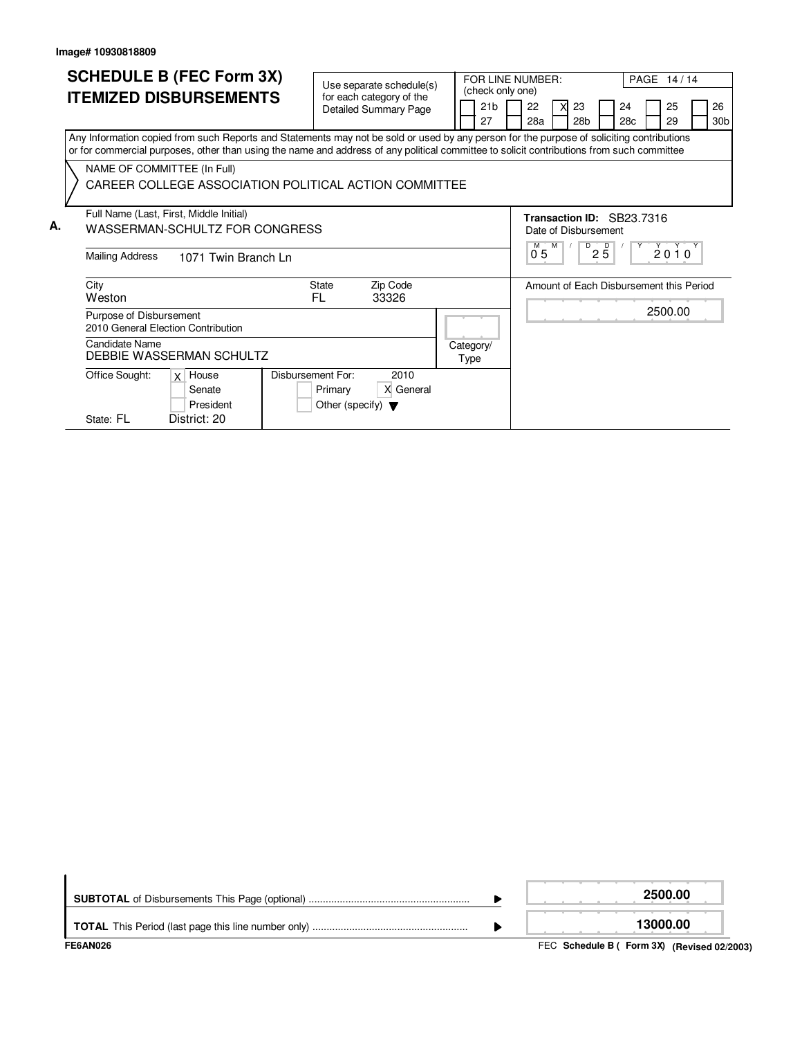Image# 10930818809

# SCHEDULE B (FEC Form 3X) ITEMIZED DISBURSEMENTS

Use separate schedule(s) for each category of the Detailed Summary Page

FOR LINE NUMBER: (check only one)

| | | | | | |
|---|---|---|---|---|---|
| 21b | 22 | X 23 | 24 | 25 | 26 |
| 27 | 28a | 28b | 28c | 29 | 30b |

Any Information copied from such Reports and Statements may not be sold or used by any person for the purpose of soliciting contributions or for commercial purposes, other than using the name and address of any political committee to solicit contributions from such committee

NAME OF COMMITTEE (In Full)
CAREER COLLEGE ASSOCIATION POLITICAL ACTION COMMITTEE

**A.** Full Name (Last, First, Middle Initial)
WASSERMAN-SCHULTZ FOR CONGRESS

**Transaction ID:** SB23.7316

Date of Disbursement: 05 / 25 / 2010

Mailing Address: 1071 Twin Branch Ln

City: Weston | State: FL | Zip Code: 33326

Amount of Each Disbursement this Period: 2500.00

Purpose of Disbursement
2010 General Election Contribution

Category/Type:

Candidate Name
DEBBIE WASSERMAN SCHULTZ

Office Sought: [X] House [ ] Senate [ ] President

State: FL District: 20

Disbursement For: 2010 [ ] Primary [X] General [ ] Other (specify)

| | |
|---|---|
| **SUBTOTAL** of Disbursements This Page (optional) | 2500.00 |
| **TOTAL** This Period (last page this line number only) | 13000.00 |

FE6AN026

FEC **Schedule B ( Form 3X) (Revised 02/2003)**